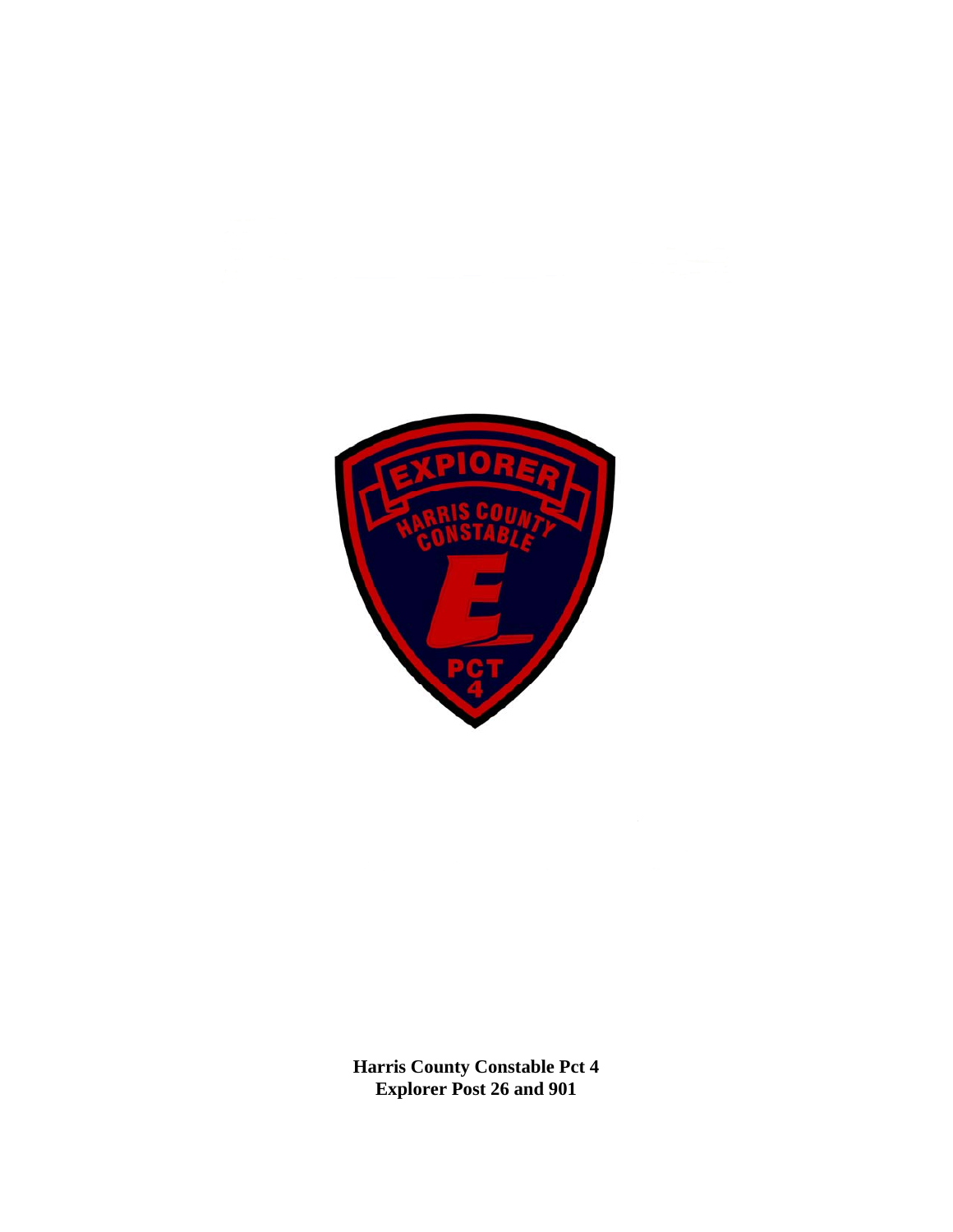**Harris County Constable Pct 4**
**Explorer Post 26 and 901**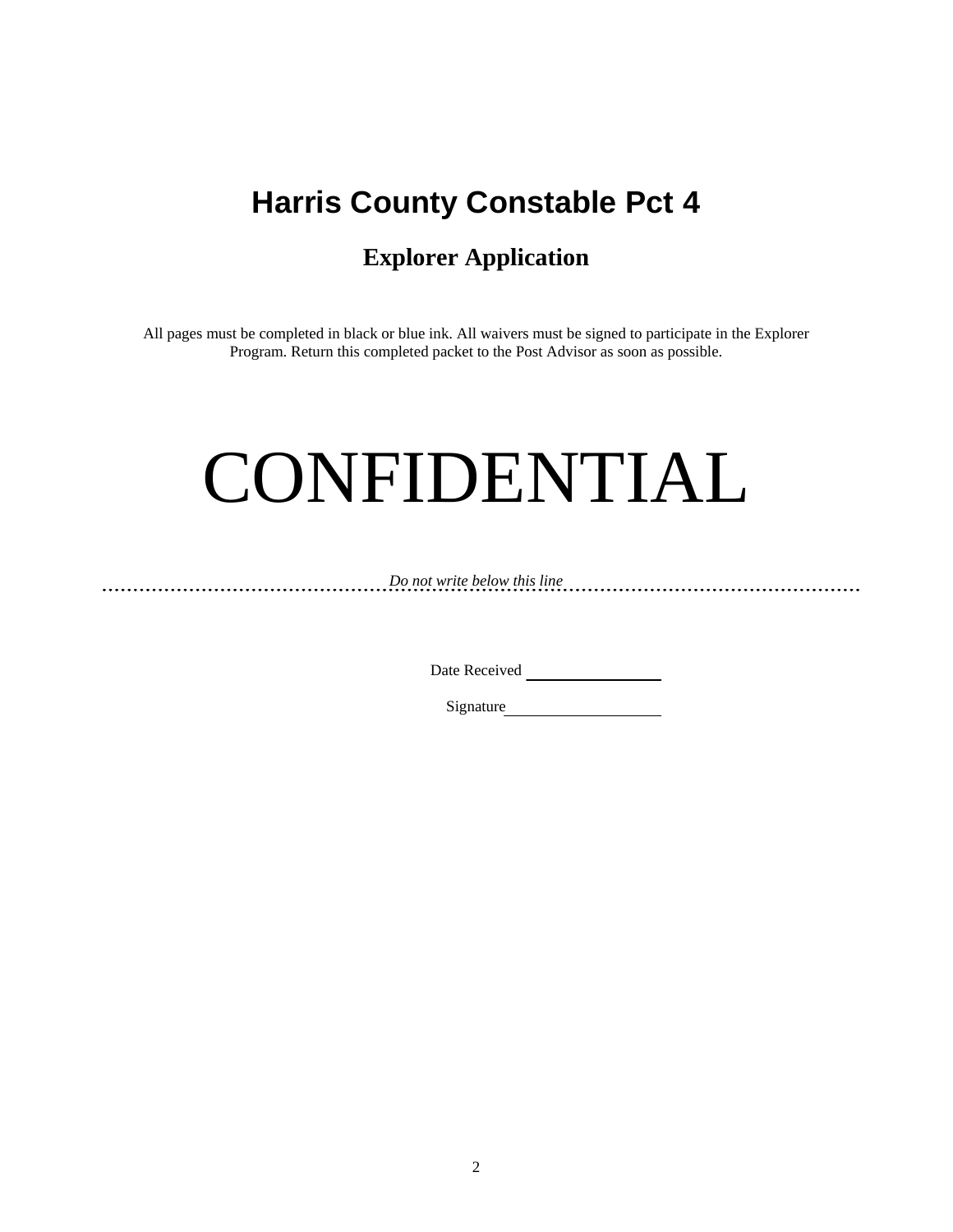# Harris County Constable Pct 4

## Explorer Application

All pages must be completed in black or blue ink. All waivers must be signed to participate in the Explorer Program. Return this completed packet to the Post Advisor as soon as possible.

# CONFIDENTIAL

*Do not write below this line*

---

Date Received ________________

Signature ___________________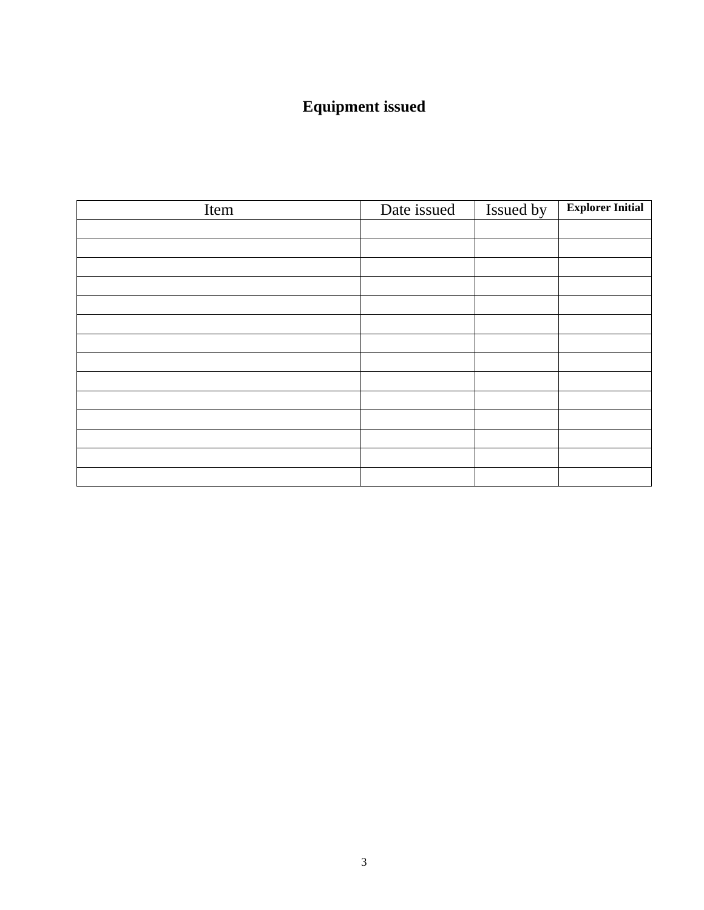## Equipment issued

| Item | Date issued | Issued by | **Explorer Initial** |
|---|---|---|---|
| | | | |
| | | | |
| | | | |
| | | | |
| | | | |
| | | | |
| | | | |
| | | | |
| | | | |
| | | | |
| | | | |
| | | | |
| | | | |
| | | | |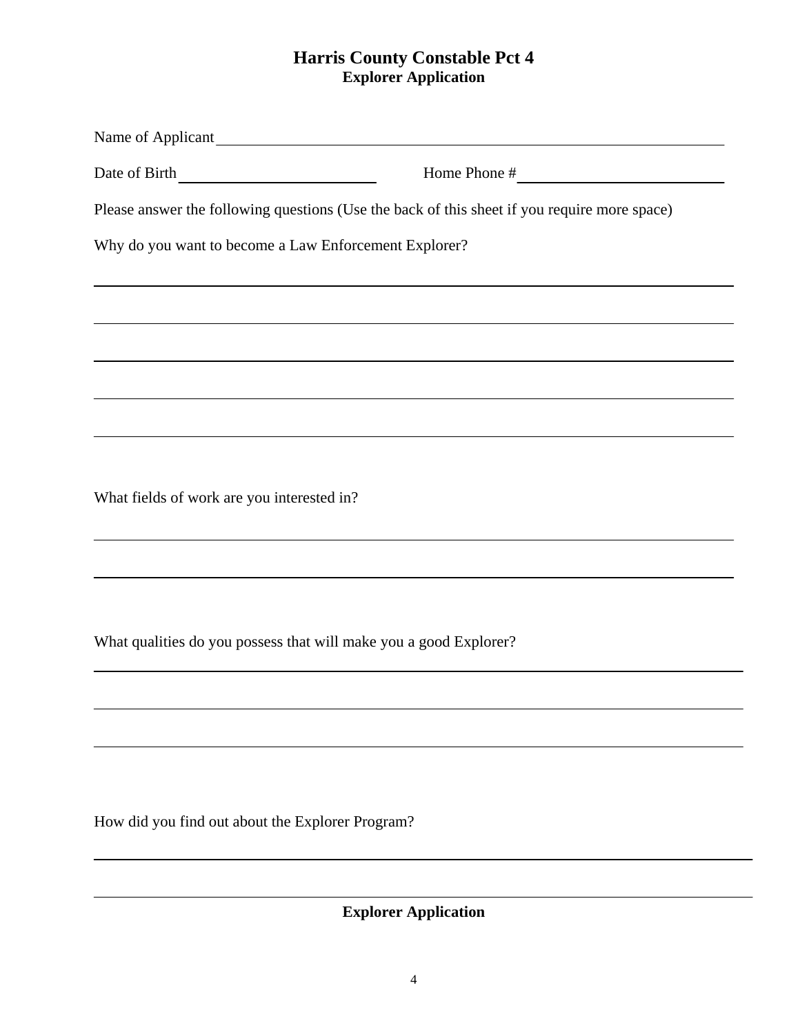# Harris County Constable Pct 4

## Explorer Application

Name of Applicant \_\_\_\_\_\_\_\_\_\_\_\_\_\_\_\_\_\_\_\_\_\_\_\_\_\_\_\_\_\_\_\_\_\_\_\_\_\_\_\_\_\_\_\_\_\_\_\_\_\_\_\_\_\_\_\_

Date of Birth \_\_\_\_\_\_\_\_\_\_\_\_\_\_\_\_\_\_\_\_\_\_\_\_ Home Phone # \_\_\_\_\_\_\_\_\_\_\_\_\_\_\_\_\_\_\_\_\_\_\_\_

Please answer the following questions (Use the back of this sheet if you require more space)

Why do you want to become a Law Enforcement Explorer?

\_\_\_\_\_\_\_\_\_\_\_\_\_\_\_\_\_\_\_\_\_\_\_\_\_\_\_\_\_\_\_\_\_\_\_\_\_\_\_\_\_\_\_\_\_\_\_\_\_\_\_\_\_\_\_\_\_\_\_\_\_\_\_\_\_\_\_\_\_\_

\_\_\_\_\_\_\_\_\_\_\_\_\_\_\_\_\_\_\_\_\_\_\_\_\_\_\_\_\_\_\_\_\_\_\_\_\_\_\_\_\_\_\_\_\_\_\_\_\_\_\_\_\_\_\_\_\_\_\_\_\_\_\_\_\_\_\_\_\_\_

\_\_\_\_\_\_\_\_\_\_\_\_\_\_\_\_\_\_\_\_\_\_\_\_\_\_\_\_\_\_\_\_\_\_\_\_\_\_\_\_\_\_\_\_\_\_\_\_\_\_\_\_\_\_\_\_\_\_\_\_\_\_\_\_\_\_\_\_\_\_

\_\_\_\_\_\_\_\_\_\_\_\_\_\_\_\_\_\_\_\_\_\_\_\_\_\_\_\_\_\_\_\_\_\_\_\_\_\_\_\_\_\_\_\_\_\_\_\_\_\_\_\_\_\_\_\_\_\_\_\_\_\_\_\_\_\_\_\_\_\_

\_\_\_\_\_\_\_\_\_\_\_\_\_\_\_\_\_\_\_\_\_\_\_\_\_\_\_\_\_\_\_\_\_\_\_\_\_\_\_\_\_\_\_\_\_\_\_\_\_\_\_\_\_\_\_\_\_\_\_\_\_\_\_\_\_\_\_\_\_\_

What fields of work are you interested in?

\_\_\_\_\_\_\_\_\_\_\_\_\_\_\_\_\_\_\_\_\_\_\_\_\_\_\_\_\_\_\_\_\_\_\_\_\_\_\_\_\_\_\_\_\_\_\_\_\_\_\_\_\_\_\_\_\_\_\_\_\_\_\_\_\_\_\_\_\_\_

\_\_\_\_\_\_\_\_\_\_\_\_\_\_\_\_\_\_\_\_\_\_\_\_\_\_\_\_\_\_\_\_\_\_\_\_\_\_\_\_\_\_\_\_\_\_\_\_\_\_\_\_\_\_\_\_\_\_\_\_\_\_\_\_\_\_\_\_\_\_

What qualities do you possess that will make you a good Explorer?

\_\_\_\_\_\_\_\_\_\_\_\_\_\_\_\_\_\_\_\_\_\_\_\_\_\_\_\_\_\_\_\_\_\_\_\_\_\_\_\_\_\_\_\_\_\_\_\_\_\_\_\_\_\_\_\_\_\_\_\_\_\_\_\_\_\_\_\_\_\_

\_\_\_\_\_\_\_\_\_\_\_\_\_\_\_\_\_\_\_\_\_\_\_\_\_\_\_\_\_\_\_\_\_\_\_\_\_\_\_\_\_\_\_\_\_\_\_\_\_\_\_\_\_\_\_\_\_\_\_\_\_\_\_\_\_\_\_\_\_\_

\_\_\_\_\_\_\_\_\_\_\_\_\_\_\_\_\_\_\_\_\_\_\_\_\_\_\_\_\_\_\_\_\_\_\_\_\_\_\_\_\_\_\_\_\_\_\_\_\_\_\_\_\_\_\_\_\_\_\_\_\_\_\_\_\_\_\_\_\_\_

How did you find out about the Explorer Program?

\_\_\_\_\_\_\_\_\_\_\_\_\_\_\_\_\_\_\_\_\_\_\_\_\_\_\_\_\_\_\_\_\_\_\_\_\_\_\_\_\_\_\_\_\_\_\_\_\_\_\_\_\_\_\_\_\_\_\_\_\_\_\_\_\_\_\_\_\_\_

\_\_\_\_\_\_\_\_\_\_\_\_\_\_\_\_\_\_\_\_\_\_\_\_\_\_\_\_\_\_\_\_\_\_\_\_\_\_\_\_\_\_\_\_\_\_\_\_\_\_\_\_\_\_\_\_\_\_\_\_\_\_\_\_\_\_\_\_\_\_

**Explorer Application**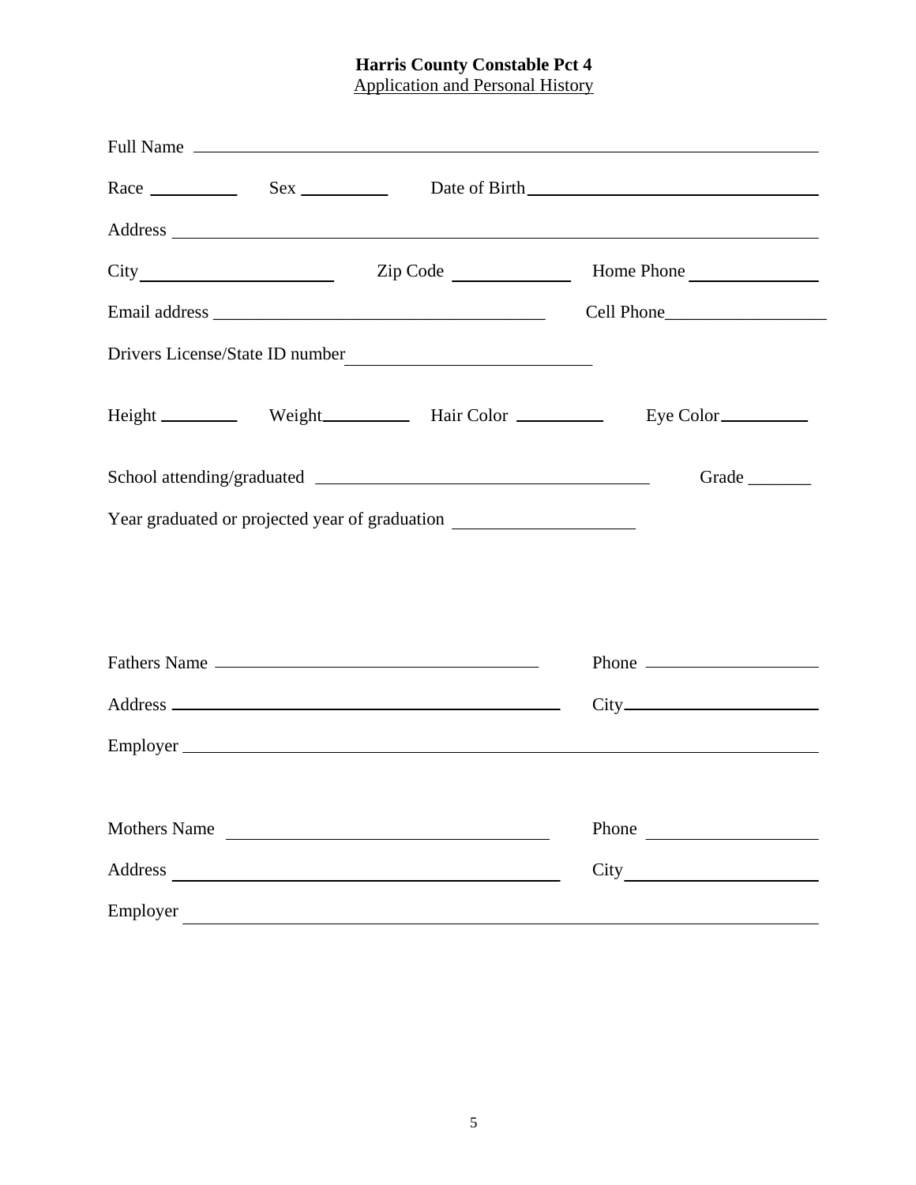**Harris County Constable Pct 4**

Application and Personal History

Full Name \_\_\_\_\_\_\_\_\_\_\_\_\_\_\_\_\_\_\_\_\_\_\_\_\_\_\_\_\_\_\_\_\_\_\_\_\_\_\_\_\_\_\_\_\_\_\_\_\_\_\_\_\_\_\_\_

Race \_\_\_\_\_\_\_\_\_\_ Sex \_\_\_\_\_\_\_\_\_\_ Date of Birth \_\_\_\_\_\_\_\_\_\_\_\_\_\_\_\_\_\_\_\_\_\_\_\_\_\_\_\_

Address \_\_\_\_\_\_\_\_\_\_\_\_\_\_\_\_\_\_\_\_\_\_\_\_\_\_\_\_\_\_\_\_\_\_\_\_\_\_\_\_\_\_\_\_\_\_\_\_\_\_\_\_\_\_\_\_\_\_\_

City \_\_\_\_\_\_\_\_\_\_\_\_\_\_\_\_\_\_\_\_ Zip Code \_\_\_\_\_\_\_\_\_\_\_\_\_ Home Phone \_\_\_\_\_\_\_\_\_\_\_\_\_\_

Email address \_\_\_\_\_\_\_\_\_\_\_\_\_\_\_\_\_\_\_\_\_\_\_\_\_\_\_\_\_\_\_\_\_\_\_\_\_ Cell Phone\_\_\_\_\_\_\_\_\_\_\_\_\_\_\_\_\_\_

Drivers License/State ID number\_\_\_\_\_\_\_\_\_\_\_\_\_\_\_\_\_\_\_\_\_\_\_\_\_\_\_

Height \_\_\_\_\_\_\_\_\_ Weight\_\_\_\_\_\_\_\_\_\_ Hair Color \_\_\_\_\_\_\_\_\_\_ Eye Color\_\_\_\_\_\_\_\_\_\_

School attending/graduated \_\_\_\_\_\_\_\_\_\_\_\_\_\_\_\_\_\_\_\_\_\_\_\_\_\_\_\_\_\_\_\_\_\_\_\_\_ Grade \_\_\_\_\_\_\_

Year graduated or projected year of graduation \_\_\_\_\_\_\_\_\_\_\_\_\_\_\_\_\_\_\_\_

Fathers Name \_\_\_\_\_\_\_\_\_\_\_\_\_\_\_\_\_\_\_\_\_\_\_\_\_\_\_\_\_\_\_\_\_\_\_\_\_ Phone \_\_\_\_\_\_\_\_\_\_\_\_\_\_\_\_\_\_\_

Address \_\_\_\_\_\_\_\_\_\_\_\_\_\_\_\_\_\_\_\_\_\_\_\_\_\_\_\_\_\_\_\_\_\_\_\_\_\_\_\_\_\_\_ City\_\_\_\_\_\_\_\_\_\_\_\_\_\_\_\_\_\_\_\_\_\_

Employer \_\_\_\_\_\_\_\_\_\_\_\_\_\_\_\_\_\_\_\_\_\_\_\_\_\_\_\_\_\_\_\_\_\_\_\_\_\_\_\_\_\_\_\_\_\_\_\_\_\_\_\_\_\_\_\_\_\_\_

Mothers Name \_\_\_\_\_\_\_\_\_\_\_\_\_\_\_\_\_\_\_\_\_\_\_\_\_\_\_\_\_\_\_\_\_\_\_\_ Phone \_\_\_\_\_\_\_\_\_\_\_\_\_\_\_\_\_\_\_

Address \_\_\_\_\_\_\_\_\_\_\_\_\_\_\_\_\_\_\_\_\_\_\_\_\_\_\_\_\_\_\_\_\_\_\_\_\_\_\_\_\_\_\_ City\_\_\_\_\_\_\_\_\_\_\_\_\_\_\_\_\_\_\_\_\_\_

Employer \_\_\_\_\_\_\_\_\_\_\_\_\_\_\_\_\_\_\_\_\_\_\_\_\_\_\_\_\_\_\_\_\_\_\_\_\_\_\_\_\_\_\_\_\_\_\_\_\_\_\_\_\_\_\_\_\_\_\_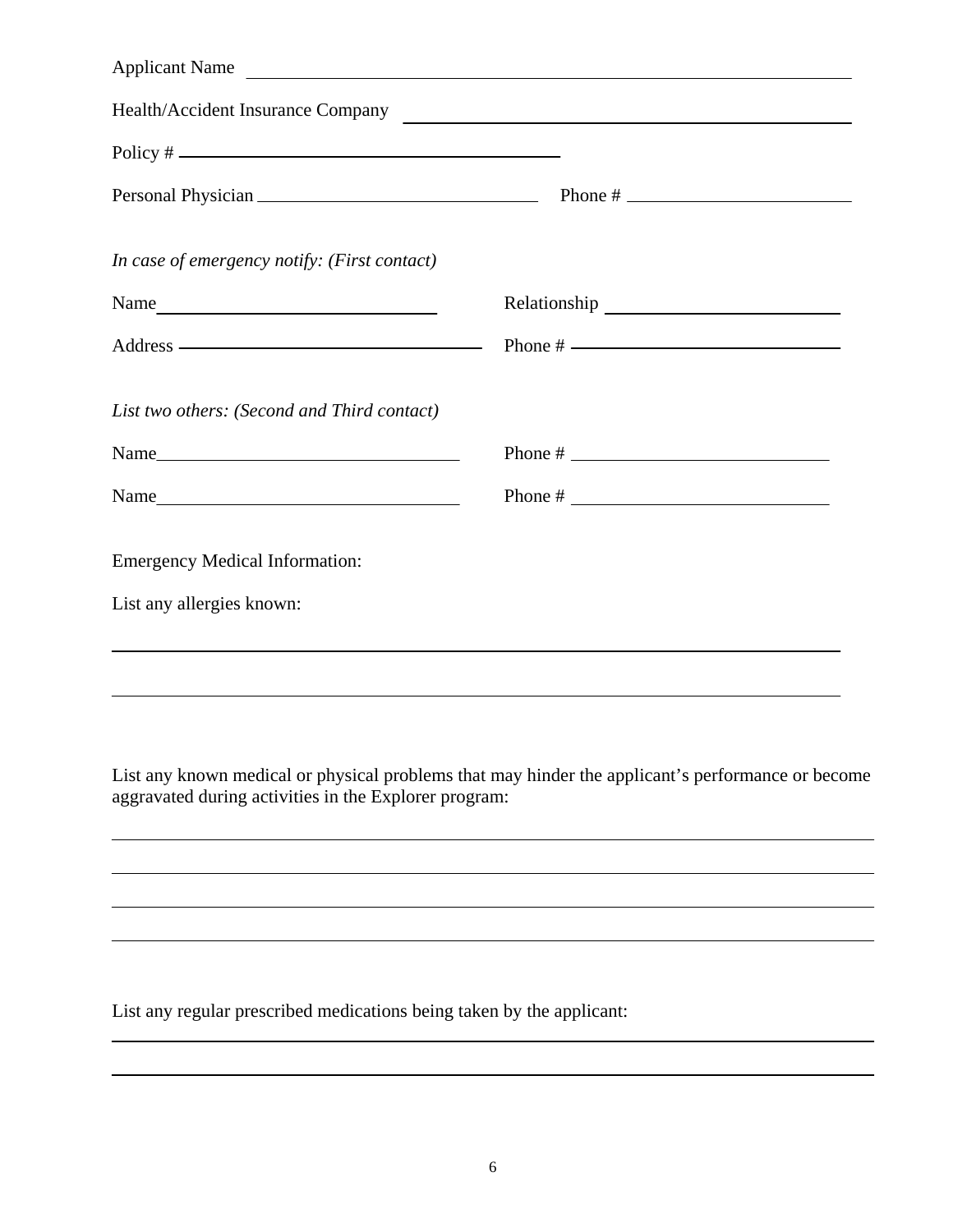Applicant Name \_\_\_\_\_\_\_\_\_\_\_\_\_\_\_\_\_\_\_\_\_\_\_\_\_\_\_\_\_\_\_\_\_\_\_\_\_\_\_\_\_\_\_\_\_\_\_\_\_\_\_\_

Health/Accident Insurance Company \_\_\_\_\_\_\_\_\_\_\_\_\_\_\_\_\_\_\_\_\_\_\_\_\_\_\_\_\_\_\_\_\_\_\_\_\_\_\_\_

Policy # \_\_\_\_\_\_\_\_\_\_\_\_\_\_\_\_\_\_\_\_\_\_\_\_\_\_\_\_\_\_\_\_\_\_

Personal Physician \_\_\_\_\_\_\_\_\_\_\_\_\_\_\_\_\_\_\_\_\_\_\_\_\_ Phone # \_\_\_\_\_\_\_\_\_\_\_\_\_\_\_\_\_\_\_\_

*In case of emergency notify: (First contact)*

Name \_\_\_\_\_\_\_\_\_\_\_\_\_\_\_\_\_\_\_\_\_\_\_\_\_ Relationship \_\_\_\_\_\_\_\_\_\_\_\_\_\_\_\_\_\_\_\_

Address \_\_\_\_\_\_\_\_\_\_\_\_\_\_\_\_\_\_\_\_\_\_\_\_\_ Phone # \_\_\_\_\_\_\_\_\_\_\_\_\_\_\_\_\_\_\_\_

*List two others: (Second and Third contact)*

Name \_\_\_\_\_\_\_\_\_\_\_\_\_\_\_\_\_\_\_\_\_\_\_\_\_ Phone # \_\_\_\_\_\_\_\_\_\_\_\_\_\_\_\_\_\_\_\_

Name \_\_\_\_\_\_\_\_\_\_\_\_\_\_\_\_\_\_\_\_\_\_\_\_\_ Phone # \_\_\_\_\_\_\_\_\_\_\_\_\_\_\_\_\_\_\_\_

Emergency Medical Information:

List any allergies known:

\_\_\_\_\_\_\_\_\_\_\_\_\_\_\_\_\_\_\_\_\_\_\_\_\_\_\_\_\_\_\_\_\_\_\_\_\_\_\_\_\_\_\_\_\_\_\_\_\_\_\_\_\_\_\_\_\_\_\_\_\_\_\_\_

\_\_\_\_\_\_\_\_\_\_\_\_\_\_\_\_\_\_\_\_\_\_\_\_\_\_\_\_\_\_\_\_\_\_\_\_\_\_\_\_\_\_\_\_\_\_\_\_\_\_\_\_\_\_\_\_\_\_\_\_\_\_\_\_

List any known medical or physical problems that may hinder the applicant's performance or become aggravated during activities in the Explorer program:

\_\_\_\_\_\_\_\_\_\_\_\_\_\_\_\_\_\_\_\_\_\_\_\_\_\_\_\_\_\_\_\_\_\_\_\_\_\_\_\_\_\_\_\_\_\_\_\_\_\_\_\_\_\_\_\_\_\_\_\_\_\_\_\_

\_\_\_\_\_\_\_\_\_\_\_\_\_\_\_\_\_\_\_\_\_\_\_\_\_\_\_\_\_\_\_\_\_\_\_\_\_\_\_\_\_\_\_\_\_\_\_\_\_\_\_\_\_\_\_\_\_\_\_\_\_\_\_\_

\_\_\_\_\_\_\_\_\_\_\_\_\_\_\_\_\_\_\_\_\_\_\_\_\_\_\_\_\_\_\_\_\_\_\_\_\_\_\_\_\_\_\_\_\_\_\_\_\_\_\_\_\_\_\_\_\_\_\_\_\_\_\_\_

\_\_\_\_\_\_\_\_\_\_\_\_\_\_\_\_\_\_\_\_\_\_\_\_\_\_\_\_\_\_\_\_\_\_\_\_\_\_\_\_\_\_\_\_\_\_\_\_\_\_\_\_\_\_\_\_\_\_\_\_\_\_\_\_

List any regular prescribed medications being taken by the applicant:

\_\_\_\_\_\_\_\_\_\_\_\_\_\_\_\_\_\_\_\_\_\_\_\_\_\_\_\_\_\_\_\_\_\_\_\_\_\_\_\_\_\_\_\_\_\_\_\_\_\_\_\_\_\_\_\_\_\_\_\_\_\_\_\_

\_\_\_\_\_\_\_\_\_\_\_\_\_\_\_\_\_\_\_\_\_\_\_\_\_\_\_\_\_\_\_\_\_\_\_\_\_\_\_\_\_\_\_\_\_\_\_\_\_\_\_\_\_\_\_\_\_\_\_\_\_\_\_\_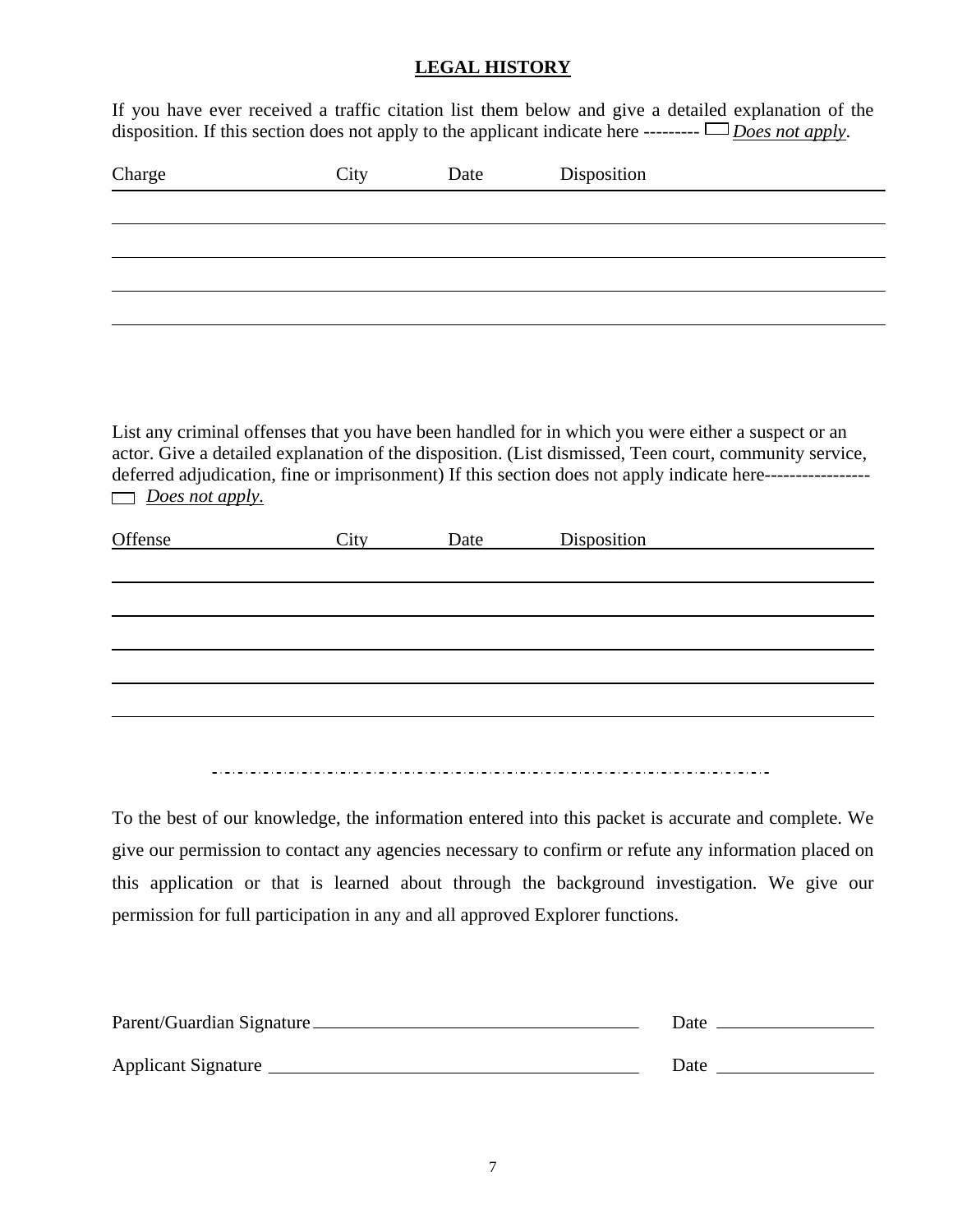## LEGAL HISTORY

If you have ever received a traffic citation list them below and give a detailed explanation of the disposition. If this section does not apply to the applicant indicate here --------- ☐ *Does not apply*.

| Charge | City | Date | Disposition |
|---|---|---|---|
| | | | |
| | | | |
| | | | |
| | | | |

List any criminal offenses that you have been handled for in which you were either a suspect or an actor. Give a detailed explanation of the disposition. (List dismissed, Teen court, community service, deferred adjudication, fine or imprisonment) If this section does not apply indicate here----------------- ☐ *Does not apply.*

| Offense | City | Date | Disposition |
|---|---|---|---|
| | | | |
| | | | |
| | | | |
| | | | |
| | | | |

---

To the best of our knowledge, the information entered into this packet is accurate and complete. We give our permission to contact any agencies necessary to confirm or refute any information placed on this application or that is learned about through the background investigation. We give our permission for full participation in any and all approved Explorer functions.

Parent/Guardian Signature ______________________________ Date ______________

Applicant Signature ______________________________ Date ______________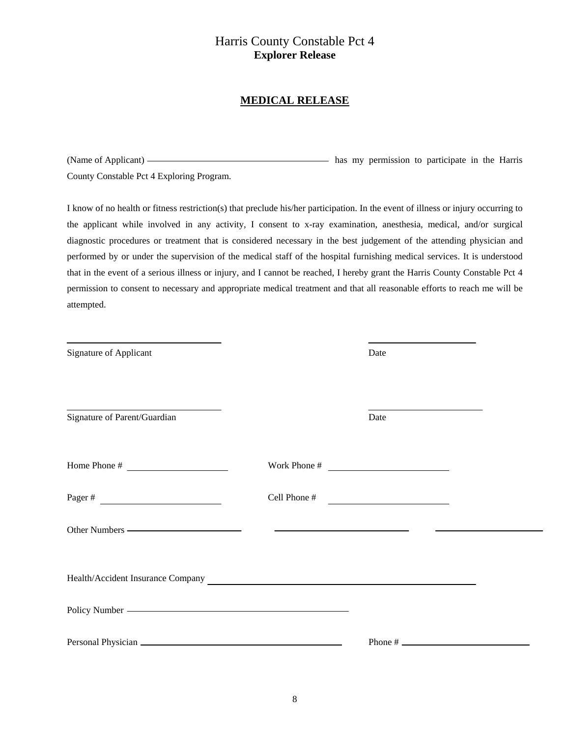Harris County Constable Pct 4
**Explorer Release**

## MEDICAL RELEASE

(Name of Applicant) ______________________________ has my permission to participate in the Harris County Constable Pct 4 Exploring Program.

I know of no health or fitness restriction(s) that preclude his/her participation. In the event of illness or injury occurring to the applicant while involved in any activity, I consent to x-ray examination, anesthesia, medical, and/or surgical diagnostic procedures or treatment that is considered necessary in the best judgement of the attending physician and performed by or under the supervision of the medical staff of the hospital furnishing medical services. It is understood that in the event of a serious illness or injury, and I cannot be reached, I hereby grant the Harris County Constable Pct 4 permission to consent to necessary and appropriate medical treatment and that all reasonable efforts to reach me will be attempted.

______________________________ ______________________

Signature of Applicant Date

______________________________ ______________________

Signature of Parent/Guardian Date

Home Phone # ____________________ Work Phone # ____________________

Pager # ____________________ Cell Phone # ____________________

Other Numbers ____________________ ____________________ ____________________

Health/Accident Insurance Company ______________________________________________

Policy Number ______________________________________________

Personal Physician ______________________________ Phone # ____________________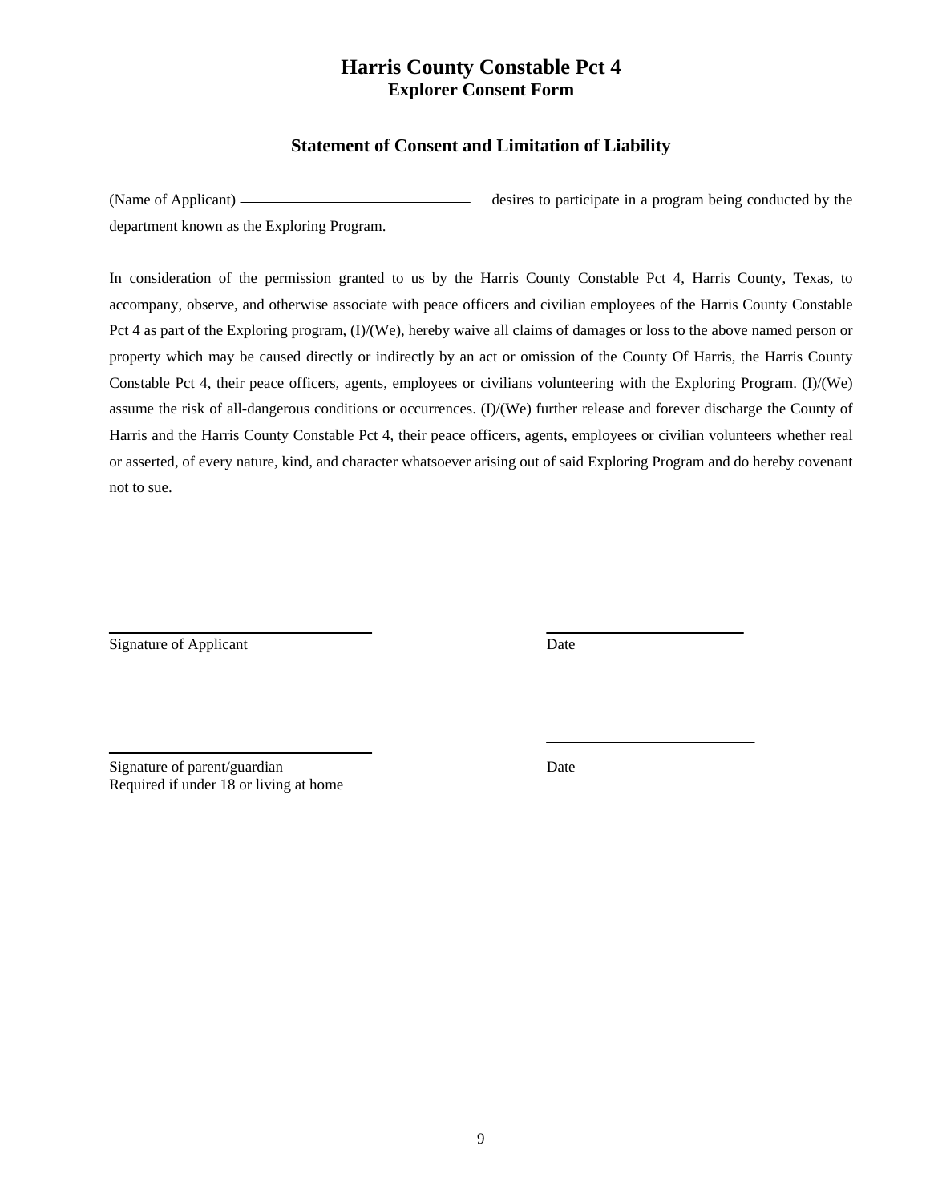# Harris County Constable Pct 4

### Explorer Consent Form

## Statement of Consent and Limitation of Liability

(Name of Applicant) ______________________________ desires to participate in a program being conducted by the department known as the Exploring Program.

In consideration of the permission granted to us by the Harris County Constable Pct 4, Harris County, Texas, to accompany, observe, and otherwise associate with peace officers and civilian employees of the Harris County Constable Pct 4 as part of the Exploring program, (I)/(We), hereby waive all claims of damages or loss to the above named person or property which may be caused directly or indirectly by an act or omission of the County Of Harris, the Harris County Constable Pct 4, their peace officers, agents, employees or civilians volunteering with the Exploring Program. (I)/(We) assume the risk of all-dangerous conditions or occurrences. (I)/(We) further release and forever discharge the County of Harris and the Harris County Constable Pct 4, their peace officers, agents, employees or civilian volunteers whether real or asserted, of every nature, kind, and character whatsoever arising out of said Exploring Program and do hereby covenant not to sue.

______________________________ ______________________________

Signature of Applicant Date

______________________________ ______________________________

Signature of parent/guardian Date
Required if under 18 or living at home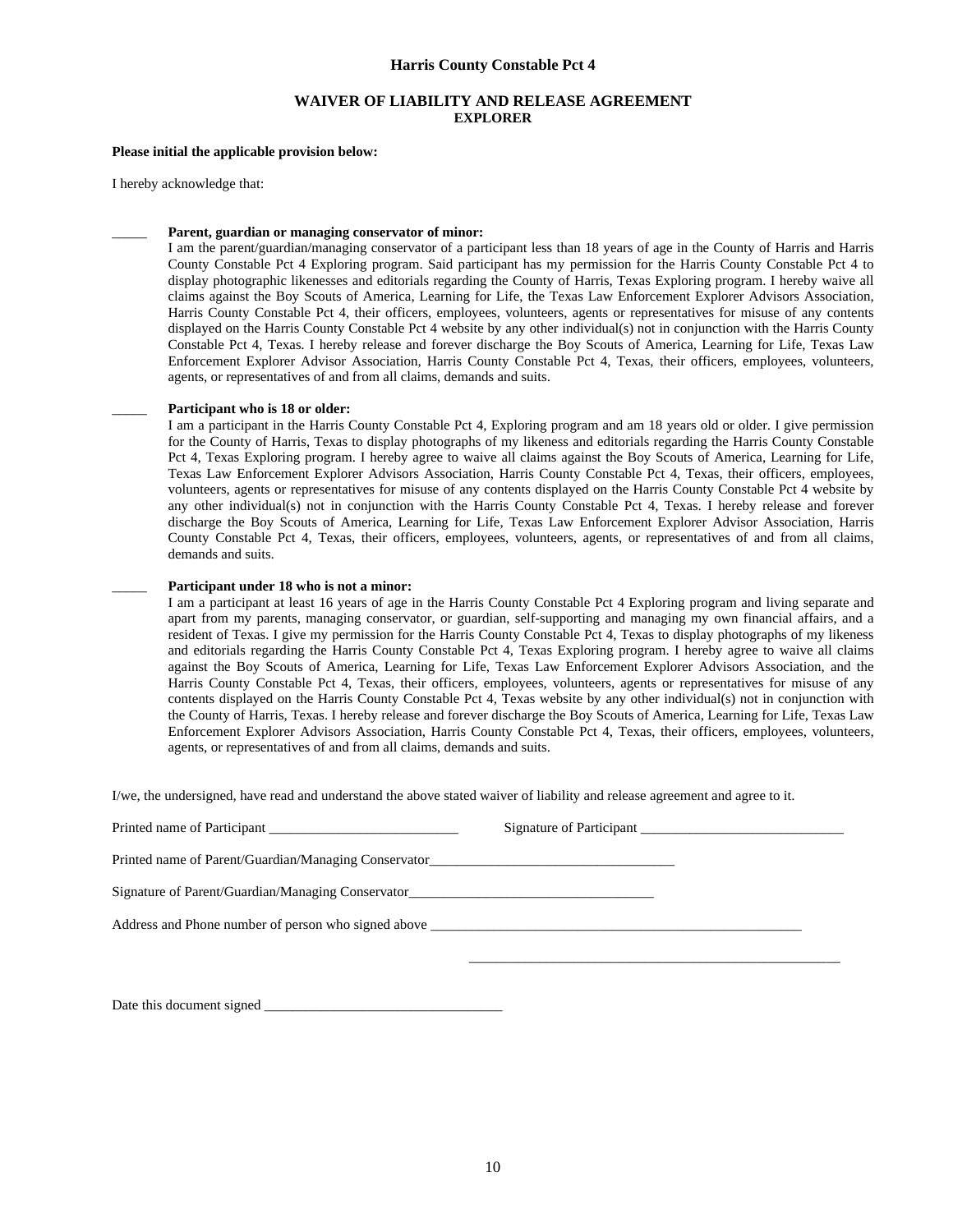**Harris County Constable Pct 4**

**WAIVER OF LIABILITY AND RELEASE AGREEMENT**
**EXPLORER**

**Please initial the applicable provision below:**

I hereby acknowledge that:

_____ **Parent, guardian or managing conservator of minor:**
I am the parent/guardian/managing conservator of a participant less than 18 years of age in the County of Harris and Harris County Constable Pct 4 Exploring program. Said participant has my permission for the Harris County Constable Pct 4 to display photographic likenesses and editorials regarding the County of Harris, Texas Exploring program. I hereby waive all claims against the Boy Scouts of America, Learning for Life, the Texas Law Enforcement Explorer Advisors Association, Harris County Constable Pct 4, their officers, employees, volunteers, agents or representatives for misuse of any contents displayed on the Harris County Constable Pct 4 website by any other individual(s) not in conjunction with the Harris County Constable Pct 4, Texas. I hereby release and forever discharge the Boy Scouts of America, Learning for Life, Texas Law Enforcement Explorer Advisor Association, Harris County Constable Pct 4, Texas, their officers, employees, volunteers, agents, or representatives of and from all claims, demands and suits.

_____ **Participant who is 18 or older:**
I am a participant in the Harris County Constable Pct 4, Exploring program and am 18 years old or older. I give permission for the County of Harris, Texas to display photographs of my likeness and editorials regarding the Harris County Constable Pct 4, Texas Exploring program. I hereby agree to waive all claims against the Boy Scouts of America, Learning for Life, Texas Law Enforcement Explorer Advisors Association, Harris County Constable Pct 4, Texas, their officers, employees, volunteers, agents or representatives for misuse of any contents displayed on the Harris County Constable Pct 4 website by any other individual(s) not in conjunction with the Harris County Constable Pct 4, Texas. I hereby release and forever discharge the Boy Scouts of America, Learning for Life, Texas Law Enforcement Explorer Advisor Association, Harris County Constable Pct 4, Texas, their officers, employees, volunteers, agents, or representatives of and from all claims, demands and suits.

_____ **Participant under 18 who is not a minor:**
I am a participant at least 16 years of age in the Harris County Constable Pct 4 Exploring program and living separate and apart from my parents, managing conservator, or guardian, self-supporting and managing my own financial affairs, and a resident of Texas. I give my permission for the Harris County Constable Pct 4, Texas to display photographs of my likeness and editorials regarding the Harris County Constable Pct 4, Texas Exploring program. I hereby agree to waive all claims against the Boy Scouts of America, Learning for Life, Texas Law Enforcement Explorer Advisors Association, and the Harris County Constable Pct 4, Texas, their officers, employees, volunteers, agents or representatives for misuse of any contents displayed on the Harris County Constable Pct 4, Texas website by any other individual(s) not in conjunction with the County of Harris, Texas. I hereby release and forever discharge the Boy Scouts of America, Learning for Life, Texas Law Enforcement Explorer Advisors Association, Harris County Constable Pct 4, Texas, their officers, employees, volunteers, agents, or representatives of and from all claims, demands and suits.

I/we, the undersigned, have read and understand the above stated waiver of liability and release agreement and agree to it.

Printed name of Participant ___________________________ Signature of Participant _____________________________

Printed name of Parent/Guardian/Managing Conservator___________________________________

Signature of Parent/Guardian/Managing Conservator___________________________________

Address and Phone number of person who signed above _______________________________________________________

_____________________________________________________

Date this document signed __________________________________